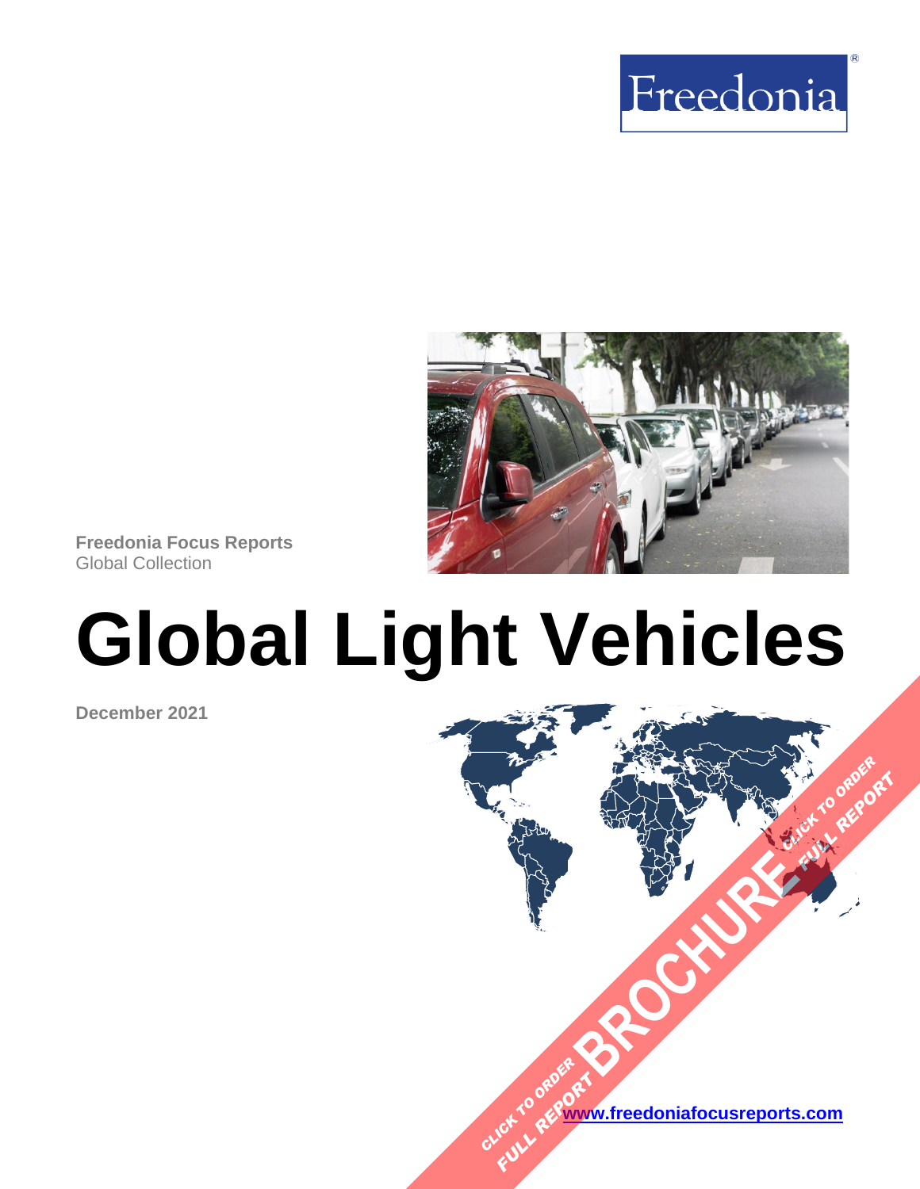Freedonia

**Freedonia Focus Reports**
Global Collection

# Global Light Vehicles

**December 2021**

CLICK TO ORDER FULL REPORT BROCHURE CLICK TO ORDER FULL REPORT

**www.freedoniafocusreports.com**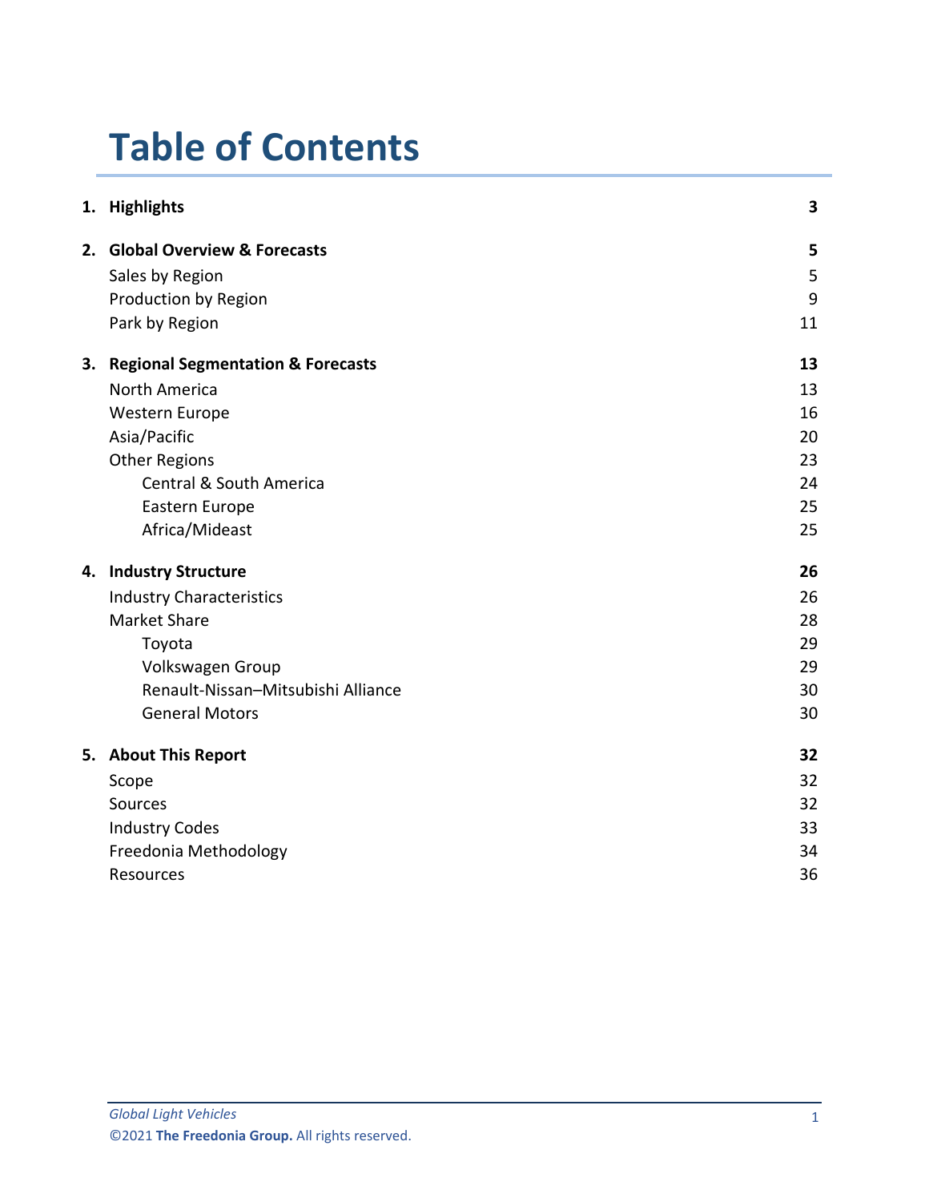# Table of Contents

| | |
|---|---|
| **1. Highlights** | **3** |
| **2. Global Overview & Forecasts** | **5** |
| Sales by Region | 5 |
| Production by Region | 9 |
| Park by Region | 11 |
| **3. Regional Segmentation & Forecasts** | **13** |
| North America | 13 |
| Western Europe | 16 |
| Asia/Pacific | 20 |
| Other Regions | 23 |
| Central & South America | 24 |
| Eastern Europe | 25 |
| Africa/Mideast | 25 |
| **4. Industry Structure** | **26** |
| Industry Characteristics | 26 |
| Market Share | 28 |
| Toyota | 29 |
| Volkswagen Group | 29 |
| Renault-Nissan–Mitsubishi Alliance | 30 |
| General Motors | 30 |
| **5. About This Report** | **32** |
| Scope | 32 |
| Sources | 32 |
| Industry Codes | 33 |
| Freedonia Methodology | 34 |
| Resources | 36 |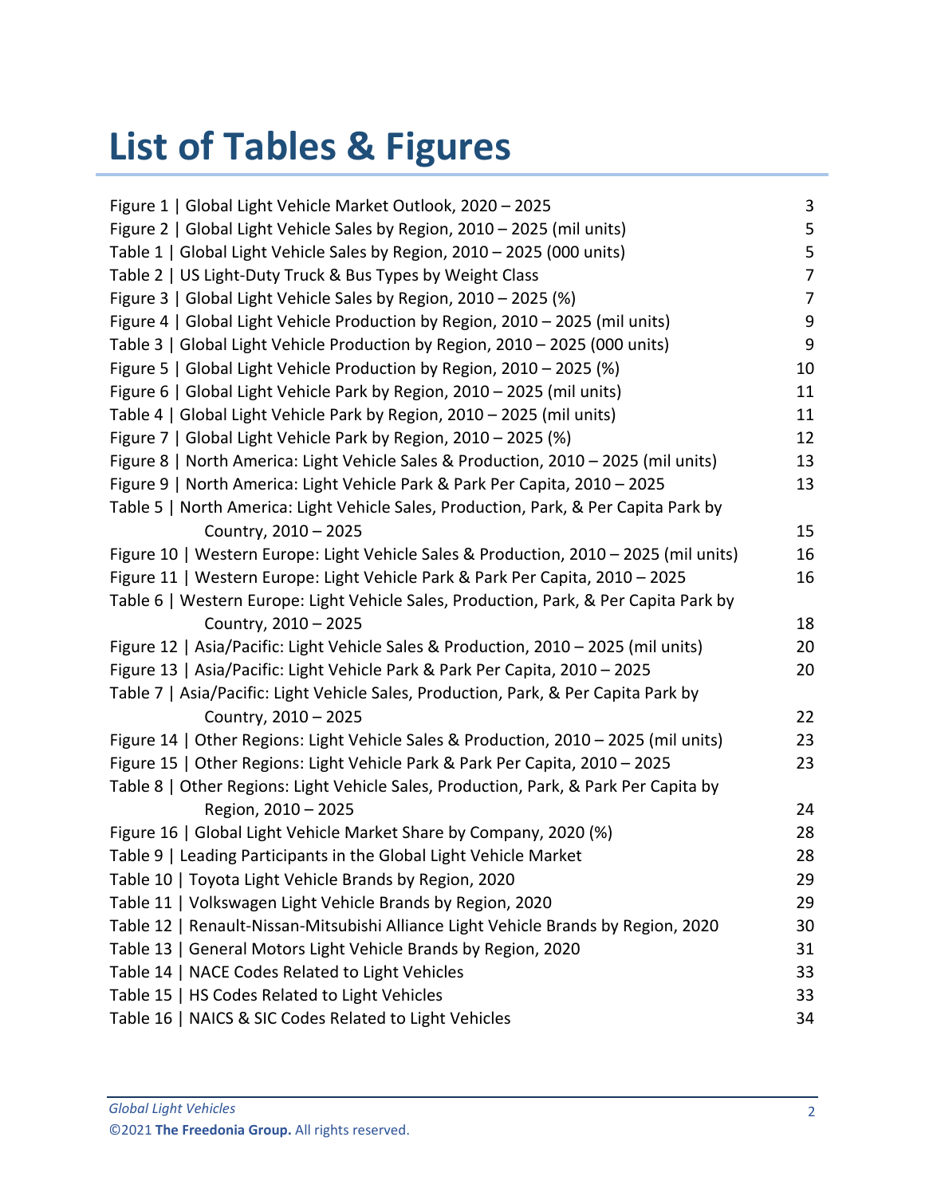# List of Tables & Figures

| | |
|---|---|
| Figure 1 \| Global Light Vehicle Market Outlook, 2020 – 2025 | 3 |
| Figure 2 \| Global Light Vehicle Sales by Region, 2010 – 2025 (mil units) | 5 |
| Table 1 \| Global Light Vehicle Sales by Region, 2010 – 2025 (000 units) | 5 |
| Table 2 \| US Light-Duty Truck & Bus Types by Weight Class | 7 |
| Figure 3 \| Global Light Vehicle Sales by Region, 2010 – 2025 (%) | 7 |
| Figure 4 \| Global Light Vehicle Production by Region, 2010 – 2025 (mil units) | 9 |
| Table 3 \| Global Light Vehicle Production by Region, 2010 – 2025 (000 units) | 9 |
| Figure 5 \| Global Light Vehicle Production by Region, 2010 – 2025 (%) | 10 |
| Figure 6 \| Global Light Vehicle Park by Region, 2010 – 2025 (mil units) | 11 |
| Table 4 \| Global Light Vehicle Park by Region, 2010 – 2025 (mil units) | 11 |
| Figure 7 \| Global Light Vehicle Park by Region, 2010 – 2025 (%) | 12 |
| Figure 8 \| North America: Light Vehicle Sales & Production, 2010 – 2025 (mil units) | 13 |
| Figure 9 \| North America: Light Vehicle Park & Park Per Capita, 2010 – 2025 | 13 |
| Table 5 \| North America: Light Vehicle Sales, Production, Park, & Per Capita Park by Country, 2010 – 2025 | 15 |
| Figure 10 \| Western Europe: Light Vehicle Sales & Production, 2010 – 2025 (mil units) | 16 |
| Figure 11 \| Western Europe: Light Vehicle Park & Park Per Capita, 2010 – 2025 | 16 |
| Table 6 \| Western Europe: Light Vehicle Sales, Production, Park, & Per Capita Park by Country, 2010 – 2025 | 18 |
| Figure 12 \| Asia/Pacific: Light Vehicle Sales & Production, 2010 – 2025 (mil units) | 20 |
| Figure 13 \| Asia/Pacific: Light Vehicle Park & Park Per Capita, 2010 – 2025 | 20 |
| Table 7 \| Asia/Pacific: Light Vehicle Sales, Production, Park, & Per Capita Park by Country, 2010 – 2025 | 22 |
| Figure 14 \| Other Regions: Light Vehicle Sales & Production, 2010 – 2025 (mil units) | 23 |
| Figure 15 \| Other Regions: Light Vehicle Park & Park Per Capita, 2010 – 2025 | 23 |
| Table 8 \| Other Regions: Light Vehicle Sales, Production, Park, & Park Per Capita by Region, 2010 – 2025 | 24 |
| Figure 16 \| Global Light Vehicle Market Share by Company, 2020 (%) | 28 |
| Table 9 \| Leading Participants in the Global Light Vehicle Market | 28 |
| Table 10 \| Toyota Light Vehicle Brands by Region, 2020 | 29 |
| Table 11 \| Volkswagen Light Vehicle Brands by Region, 2020 | 29 |
| Table 12 \| Renault-Nissan-Mitsubishi Alliance Light Vehicle Brands by Region, 2020 | 30 |
| Table 13 \| General Motors Light Vehicle Brands by Region, 2020 | 31 |
| Table 14 \| NACE Codes Related to Light Vehicles | 33 |
| Table 15 \| HS Codes Related to Light Vehicles | 33 |
| Table 16 \| NAICS & SIC Codes Related to Light Vehicles | 34 |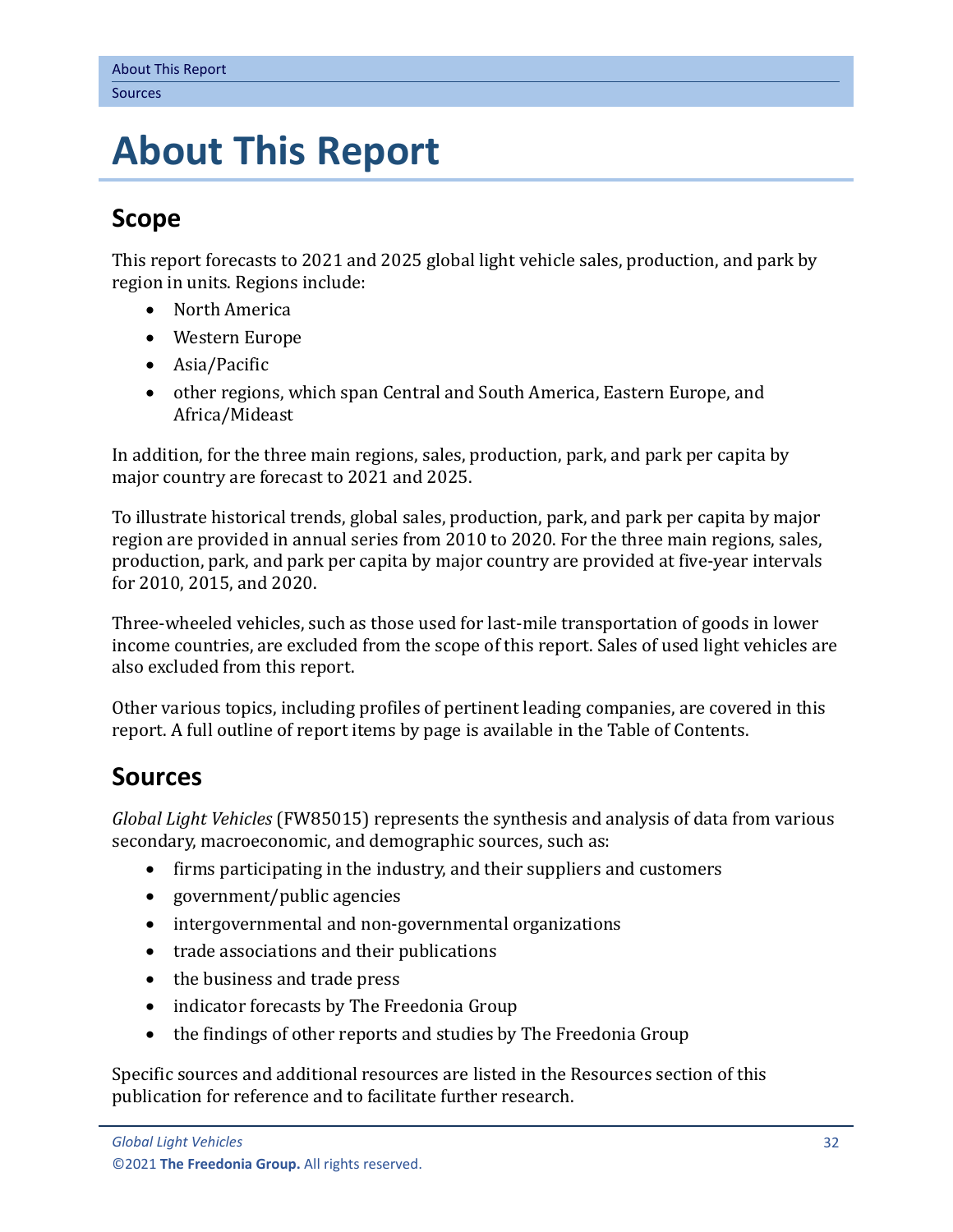# About This Report

## Scope

This report forecasts to 2021 and 2025 global light vehicle sales, production, and park by region in units. Regions include:

- North America
- Western Europe
- Asia/Pacific
- other regions, which span Central and South America, Eastern Europe, and Africa/Mideast

In addition, for the three main regions, sales, production, park, and park per capita by major country are forecast to 2021 and 2025.

To illustrate historical trends, global sales, production, park, and park per capita by major region are provided in annual series from 2010 to 2020. For the three main regions, sales, production, park, and park per capita by major country are provided at five-year intervals for 2010, 2015, and 2020.

Three-wheeled vehicles, such as those used for last-mile transportation of goods in lower income countries, are excluded from the scope of this report. Sales of used light vehicles are also excluded from this report.

Other various topics, including profiles of pertinent leading companies, are covered in this report. A full outline of report items by page is available in the Table of Contents.

## Sources

*Global Light Vehicles* (FW85015) represents the synthesis and analysis of data from various secondary, macroeconomic, and demographic sources, such as:

- firms participating in the industry, and their suppliers and customers
- government/public agencies
- intergovernmental and non-governmental organizations
- trade associations and their publications
- the business and trade press
- indicator forecasts by The Freedonia Group
- the findings of other reports and studies by The Freedonia Group

Specific sources and additional resources are listed in the Resources section of this publication for reference and to facilitate further research.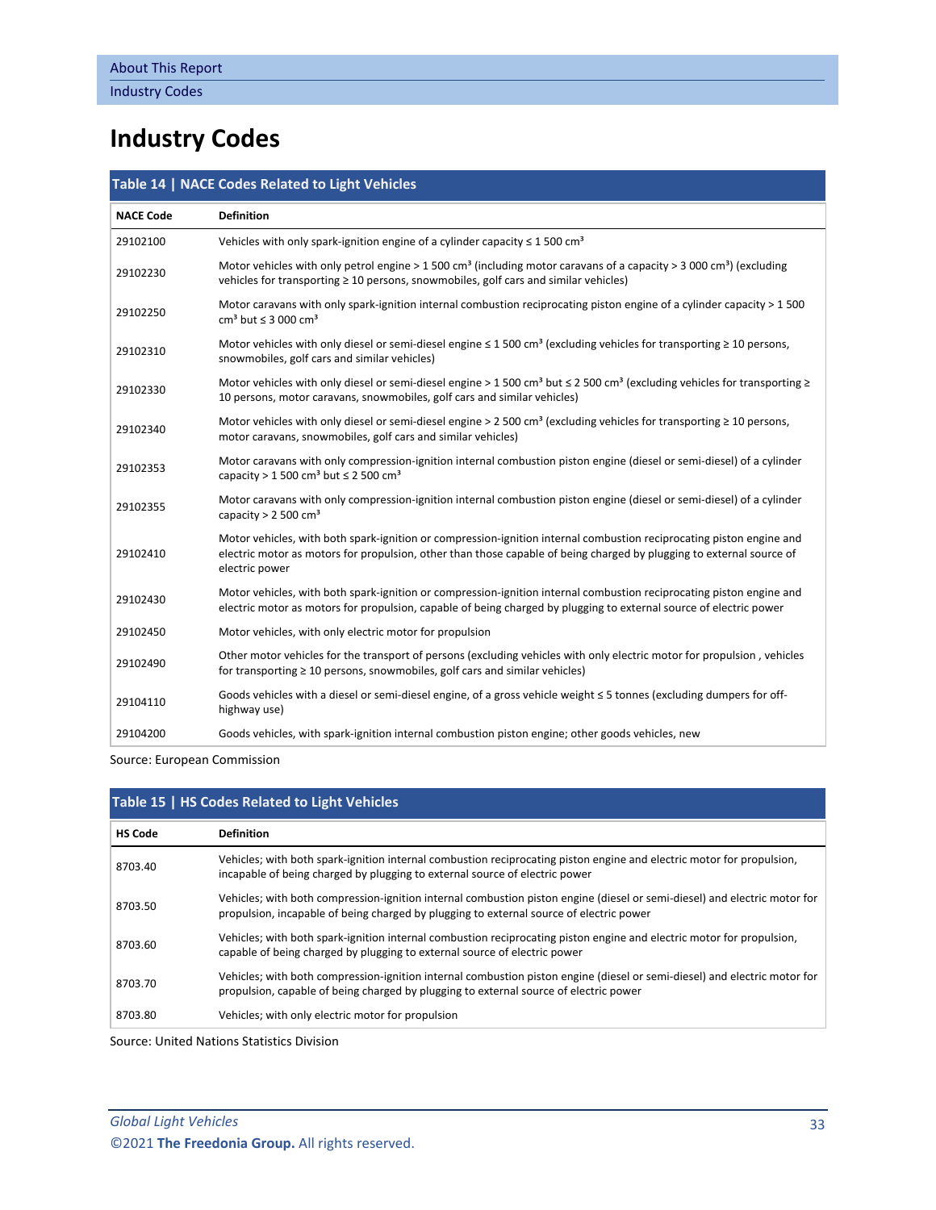# Industry Codes

**Table 14 | NACE Codes Related to Light Vehicles**

| NACE Code | Definition |
|---|---|
| 29102100 | Vehicles with only spark-ignition engine of a cylinder capacity ≤ 1 500 cm³ |
| 29102230 | Motor vehicles with only petrol engine > 1 500 cm³ (including motor caravans of a capacity > 3 000 cm³) (excluding vehicles for transporting ≥ 10 persons, snowmobiles, golf cars and similar vehicles) |
| 29102250 | Motor caravans with only spark-ignition internal combustion reciprocating piston engine of a cylinder capacity > 1 500 cm³ but ≤ 3 000 cm³ |
| 29102310 | Motor vehicles with only diesel or semi-diesel engine ≤ 1 500 cm³ (excluding vehicles for transporting ≥ 10 persons, snowmobiles, golf cars and similar vehicles) |
| 29102330 | Motor vehicles with only diesel or semi-diesel engine > 1 500 cm³ but ≤ 2 500 cm³ (excluding vehicles for transporting ≥ 10 persons, motor caravans, snowmobiles, golf cars and similar vehicles) |
| 29102340 | Motor vehicles with only diesel or semi-diesel engine > 2 500 cm³ (excluding vehicles for transporting ≥ 10 persons, motor caravans, snowmobiles, golf cars and similar vehicles) |
| 29102353 | Motor caravans with only compression-ignition internal combustion piston engine (diesel or semi-diesel) of a cylinder capacity > 1 500 cm³ but ≤ 2 500 cm³ |
| 29102355 | Motor caravans with only compression-ignition internal combustion piston engine (diesel or semi-diesel) of a cylinder capacity > 2 500 cm³ |
| 29102410 | Motor vehicles, with both spark-ignition or compression-ignition internal combustion reciprocating piston engine and electric motor as motors for propulsion, other than those capable of being charged by plugging to external source of electric power |
| 29102430 | Motor vehicles, with both spark-ignition or compression-ignition internal combustion reciprocating piston engine and electric motor as motors for propulsion, capable of being charged by plugging to external source of electric power |
| 29102450 | Motor vehicles, with only electric motor for propulsion |
| 29102490 | Other motor vehicles for the transport of persons (excluding vehicles with only electric motor for propulsion , vehicles for transporting ≥ 10 persons, snowmobiles, golf cars and similar vehicles) |
| 29104110 | Goods vehicles with a diesel or semi-diesel engine, of a gross vehicle weight ≤ 5 tonnes (excluding dumpers for off-highway use) |
| 29104200 | Goods vehicles, with spark-ignition internal combustion piston engine; other goods vehicles, new |

Source: European Commission

**Table 15 | HS Codes Related to Light Vehicles**

| HS Code | Definition |
|---|---|
| 8703.40 | Vehicles; with both spark-ignition internal combustion reciprocating piston engine and electric motor for propulsion, incapable of being charged by plugging to external source of electric power |
| 8703.50 | Vehicles; with both compression-ignition internal combustion piston engine (diesel or semi-diesel) and electric motor for propulsion, incapable of being charged by plugging to external source of electric power |
| 8703.60 | Vehicles; with both spark-ignition internal combustion reciprocating piston engine and electric motor for propulsion, capable of being charged by plugging to external source of electric power |
| 8703.70 | Vehicles; with both compression-ignition internal combustion piston engine (diesel or semi-diesel) and electric motor for propulsion, capable of being charged by plugging to external source of electric power |
| 8703.80 | Vehicles; with only electric motor for propulsion |

Source: United Nations Statistics Division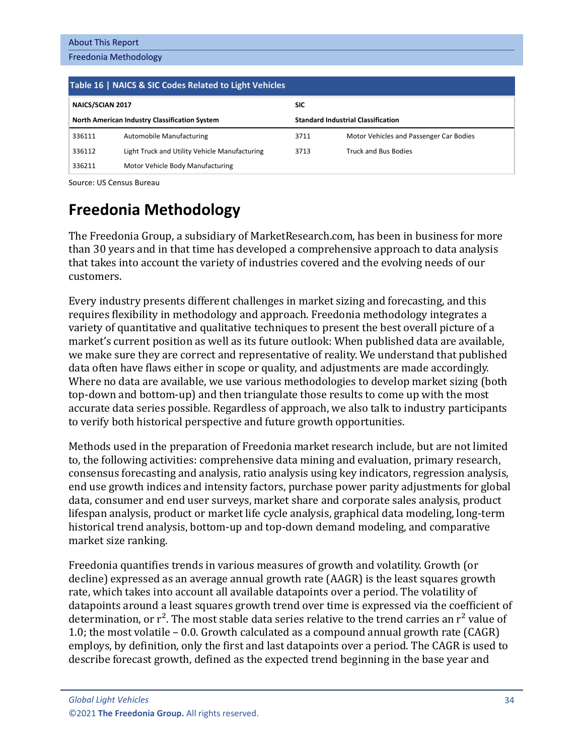**Table 16 | NAICS & SIC Codes Related to Light Vehicles**

| NAICS/SCIAN 2017 | | SIC | |
|---|---|---|---|
| North American Industry Classification System | | Standard Industrial Classification | |
| 336111 | Automobile Manufacturing | 3711 | Motor Vehicles and Passenger Car Bodies |
| 336112 | Light Truck and Utility Vehicle Manufacturing | 3713 | Truck and Bus Bodies |
| 336211 | Motor Vehicle Body Manufacturing | | |

Source: US Census Bureau

# Freedonia Methodology

The Freedonia Group, a subsidiary of MarketResearch.com, has been in business for more than 30 years and in that time has developed a comprehensive approach to data analysis that takes into account the variety of industries covered and the evolving needs of our customers.

Every industry presents different challenges in market sizing and forecasting, and this requires flexibility in methodology and approach. Freedonia methodology integrates a variety of quantitative and qualitative techniques to present the best overall picture of a market's current position as well as its future outlook: When published data are available, we make sure they are correct and representative of reality. We understand that published data often have flaws either in scope or quality, and adjustments are made accordingly. Where no data are available, we use various methodologies to develop market sizing (both top-down and bottom-up) and then triangulate those results to come up with the most accurate data series possible. Regardless of approach, we also talk to industry participants to verify both historical perspective and future growth opportunities.

Methods used in the preparation of Freedonia market research include, but are not limited to, the following activities: comprehensive data mining and evaluation, primary research, consensus forecasting and analysis, ratio analysis using key indicators, regression analysis, end use growth indices and intensity factors, purchase power parity adjustments for global data, consumer and end user surveys, market share and corporate sales analysis, product lifespan analysis, product or market life cycle analysis, graphical data modeling, long-term historical trend analysis, bottom-up and top-down demand modeling, and comparative market size ranking.

Freedonia quantifies trends in various measures of growth and volatility. Growth (or decline) expressed as an average annual growth rate (AAGR) is the least squares growth rate, which takes into account all available datapoints over a period. The volatility of datapoints around a least squares growth trend over time is expressed via the coefficient of determination, or $r^2$. The most stable data series relative to the trend carries an $r^2$ value of 1.0; the most volatile – 0.0. Growth calculated as a compound annual growth rate (CAGR) employs, by definition, only the first and last datapoints over a period. The CAGR is used to describe forecast growth, defined as the expected trend beginning in the base year and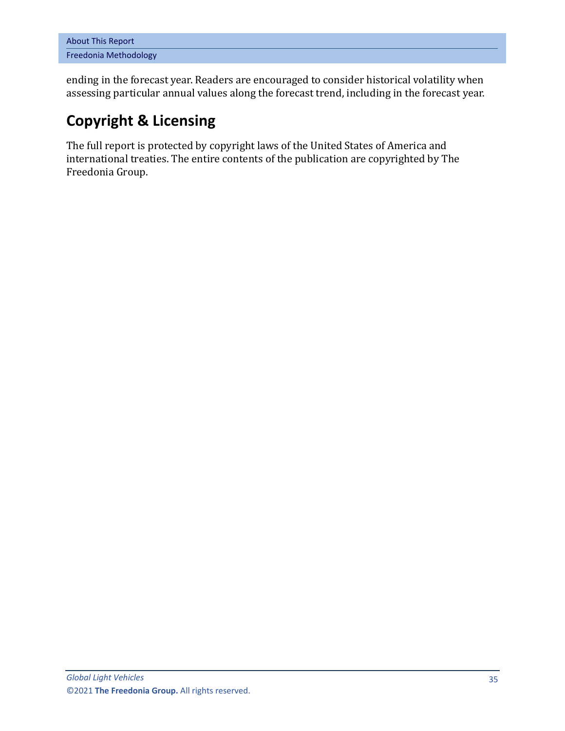ending in the forecast year. Readers are encouraged to consider historical volatility when assessing particular annual values along the forecast trend, including in the forecast year.

## Copyright & Licensing

The full report is protected by copyright laws of the United States of America and international treaties. The entire contents of the publication are copyrighted by The Freedonia Group.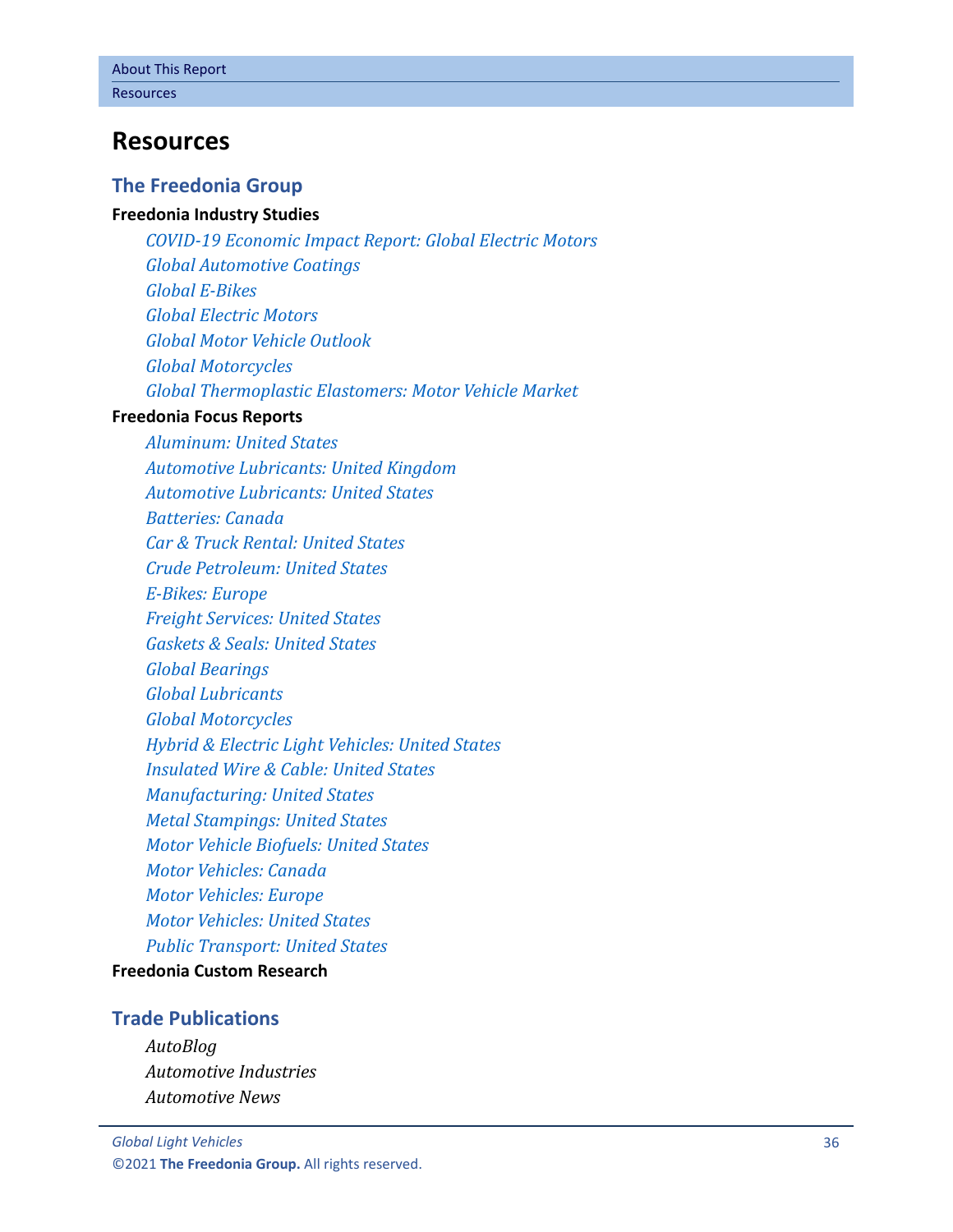# Resources

## The Freedonia Group

**Freedonia Industry Studies**

*COVID-19 Economic Impact Report: Global Electric Motors*
*Global Automotive Coatings*
*Global E-Bikes*
*Global Electric Motors*
*Global Motor Vehicle Outlook*
*Global Motorcycles*
*Global Thermoplastic Elastomers: Motor Vehicle Market*

**Freedonia Focus Reports**

*Aluminum: United States*
*Automotive Lubricants: United Kingdom*
*Automotive Lubricants: United States*
*Batteries: Canada*
*Car & Truck Rental: United States*
*Crude Petroleum: United States*
*E-Bikes: Europe*
*Freight Services: United States*
*Gaskets & Seals: United States*
*Global Bearings*
*Global Lubricants*
*Global Motorcycles*
*Hybrid & Electric Light Vehicles: United States*
*Insulated Wire & Cable: United States*
*Manufacturing: United States*
*Metal Stampings: United States*
*Motor Vehicle Biofuels: United States*
*Motor Vehicles: Canada*
*Motor Vehicles: Europe*
*Motor Vehicles: United States*
*Public Transport: United States*

**Freedonia Custom Research**

## Trade Publications

*AutoBlog*
*Automotive Industries*
*Automotive News*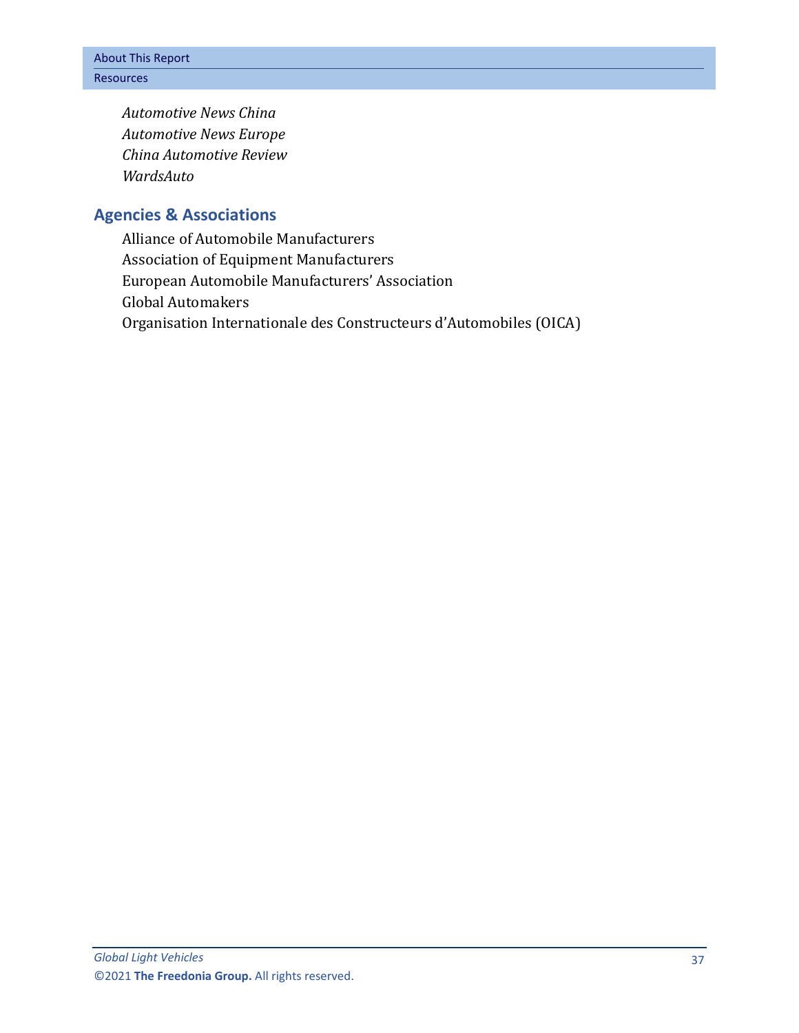*Automotive News China*
*Automotive News Europe*
*China Automotive Review*
*WardsAuto*

## Agencies & Associations

Alliance of Automobile Manufacturers
Association of Equipment Manufacturers
European Automobile Manufacturers' Association
Global Automakers
Organisation Internationale des Constructeurs d'Automobiles (OICA)